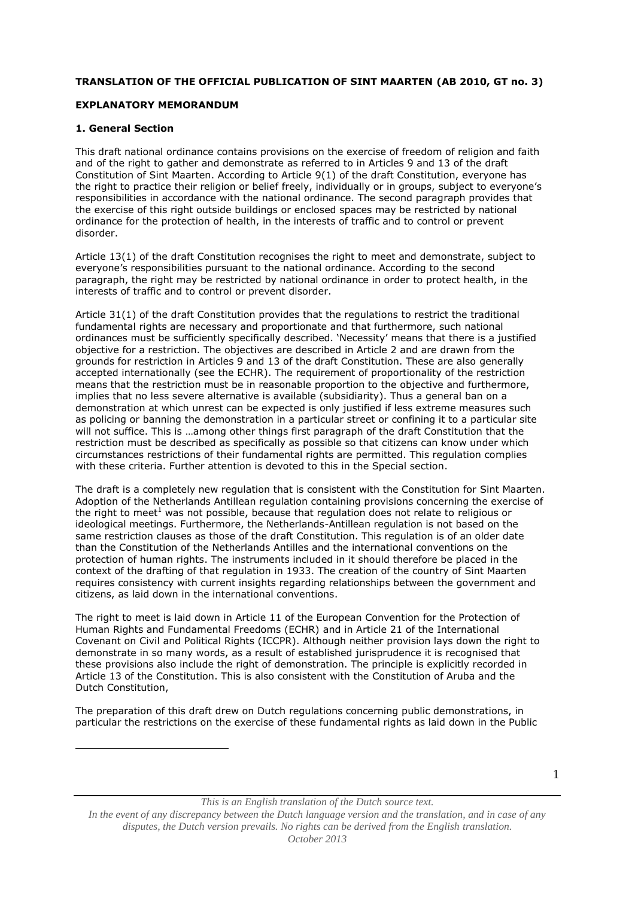**TRANSLATION OF THE OFFICIAL PUBLICATION OF SINT MAARTEN (AB 2010, GT no. 3)**

**EXPLANATORY MEMORANDUM**

**1. General Section**

This draft national ordinance contains provisions on the exercise of freedom of religion and faith and of the right to gather and demonstrate as referred to in Articles 9 and 13 of the draft Constitution of Sint Maarten. According to Article 9(1) of the draft Constitution, everyone has the right to practice their religion or belief freely, individually or in groups, subject to everyone's responsibilities in accordance with the national ordinance. The second paragraph provides that the exercise of this right outside buildings or enclosed spaces may be restricted by national ordinance for the protection of health, in the interests of traffic and to control or prevent disorder.

Article 13(1) of the draft Constitution recognises the right to meet and demonstrate, subject to everyone's responsibilities pursuant to the national ordinance. According to the second paragraph, the right may be restricted by national ordinance in order to protect health, in the interests of traffic and to control or prevent disorder.

Article 31(1) of the draft Constitution provides that the regulations to restrict the traditional fundamental rights are necessary and proportionate and that furthermore, such national ordinances must be sufficiently specifically described. 'Necessity' means that there is a justified objective for a restriction. The objectives are described in Article 2 and are drawn from the grounds for restriction in Articles 9 and 13 of the draft Constitution. These are also generally accepted internationally (see the ECHR). The requirement of proportionality of the restriction means that the restriction must be in reasonable proportion to the objective and furthermore, implies that no less severe alternative is available (subsidiarity). Thus a general ban on a demonstration at which unrest can be expected is only justified if less extreme measures such as policing or banning the demonstration in a particular street or confining it to a particular site will not suffice. This is …among other things first paragraph of the draft Constitution that the restriction must be described as specifically as possible so that citizens can know under which circumstances restrictions of their fundamental rights are permitted. This regulation complies with these criteria. Further attention is devoted to this in the Special section.

The draft is a completely new regulation that is consistent with the Constitution for Sint Maarten. Adoption of the Netherlands Antillean regulation containing provisions concerning the exercise of the right to meet[1] was not possible, because that regulation does not relate to religious or ideological meetings. Furthermore, the Netherlands-Antillean regulation is not based on the same restriction clauses as those of the draft Constitution. This regulation is of an older date than the Constitution of the Netherlands Antilles and the international conventions on the protection of human rights. The instruments included in it should therefore be placed in the context of the drafting of that regulation in 1933. The creation of the country of Sint Maarten requires consistency with current insights regarding relationships between the government and citizens, as laid down in the international conventions.

The right to meet is laid down in Article 11 of the European Convention for the Protection of Human Rights and Fundamental Freedoms (ECHR) and in Article 21 of the International Covenant on Civil and Political Rights (ICCPR). Although neither provision lays down the right to demonstrate in so many words, as a result of established jurisprudence it is recognised that these provisions also include the right of demonstration. The principle is explicitly recorded in Article 13 of the Constitution. This is also consistent with the Constitution of Aruba and the Dutch Constitution,

The preparation of this draft drew on Dutch regulations concerning public demonstrations, in particular the restrictions on the exercise of these fundamental rights as laid down in the Public

*This is an English translation of the Dutch source text.*
*In the event of any discrepancy between the Dutch language version and the translation, and in case of any disputes, the Dutch version prevails. No rights can be derived from the English translation.*
*October 2013*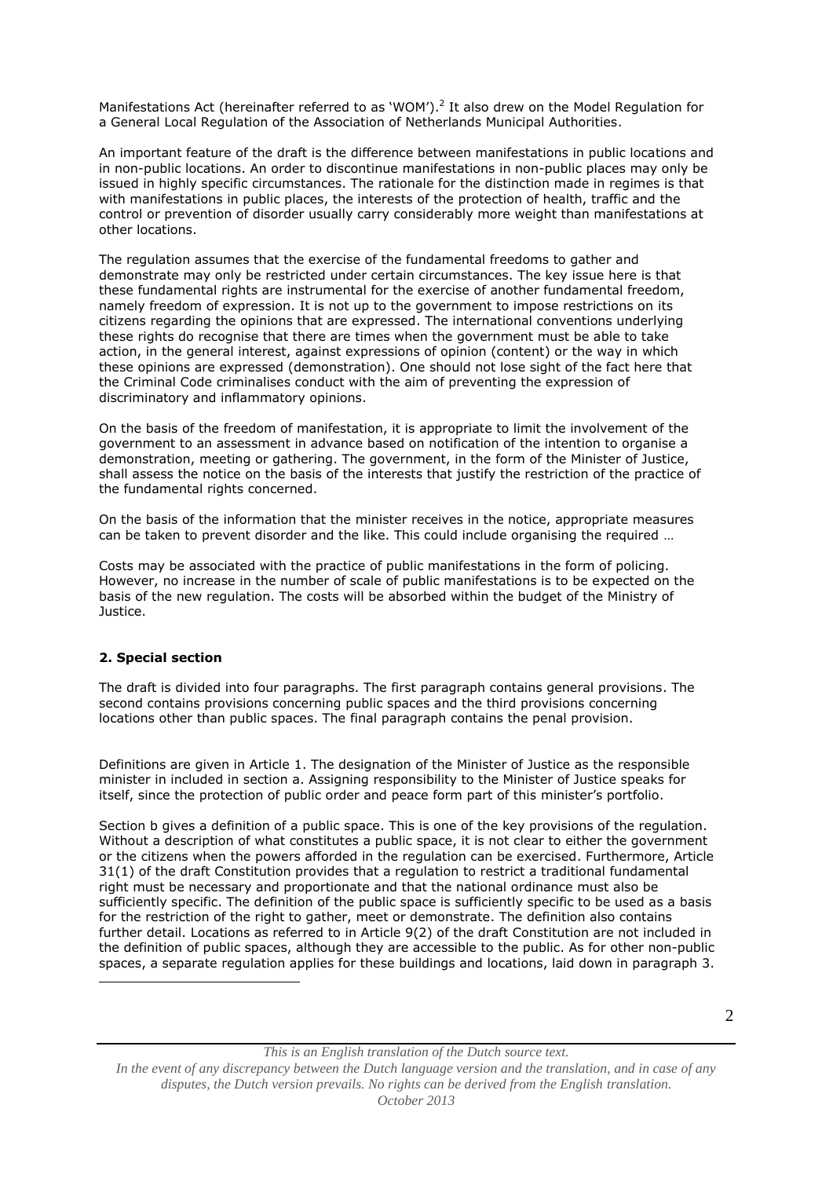Manifestations Act (hereinafter referred to as 'WOM').[2] It also drew on the Model Regulation for a General Local Regulation of the Association of Netherlands Municipal Authorities.

An important feature of the draft is the difference between manifestations in public locations and in non-public locations. An order to discontinue manifestations in non-public places may only be issued in highly specific circumstances. The rationale for the distinction made in regimes is that with manifestations in public places, the interests of the protection of health, traffic and the control or prevention of disorder usually carry considerably more weight than manifestations at other locations.

The regulation assumes that the exercise of the fundamental freedoms to gather and demonstrate may only be restricted under certain circumstances. The key issue here is that these fundamental rights are instrumental for the exercise of another fundamental freedom, namely freedom of expression. It is not up to the government to impose restrictions on its citizens regarding the opinions that are expressed. The international conventions underlying these rights do recognise that there are times when the government must be able to take action, in the general interest, against expressions of opinion (content) or the way in which these opinions are expressed (demonstration). One should not lose sight of the fact here that the Criminal Code criminalises conduct with the aim of preventing the expression of discriminatory and inflammatory opinions.

On the basis of the freedom of manifestation, it is appropriate to limit the involvement of the government to an assessment in advance based on notification of the intention to organise a demonstration, meeting or gathering. The government, in the form of the Minister of Justice, shall assess the notice on the basis of the interests that justify the restriction of the practice of the fundamental rights concerned.

On the basis of the information that the minister receives in the notice, appropriate measures can be taken to prevent disorder and the like. This could include organising the required …

Costs may be associated with the practice of public manifestations in the form of policing. However, no increase in the number of scale of public manifestations is to be expected on the basis of the new regulation. The costs will be absorbed within the budget of the Ministry of Justice.

## 2. Special section

The draft is divided into four paragraphs. The first paragraph contains general provisions. The second contains provisions concerning public spaces and the third provisions concerning locations other than public spaces. The final paragraph contains the penal provision.

Definitions are given in Article 1. The designation of the Minister of Justice as the responsible minister in included in section a. Assigning responsibility to the Minister of Justice speaks for itself, since the protection of public order and peace form part of this minister's portfolio.

Section b gives a definition of a public space. This is one of the key provisions of the regulation. Without a description of what constitutes a public space, it is not clear to either the government or the citizens when the powers afforded in the regulation can be exercised. Furthermore, Article 31(1) of the draft Constitution provides that a regulation to restrict a traditional fundamental right must be necessary and proportionate and that the national ordinance must also be sufficiently specific. The definition of the public space is sufficiently specific to be used as a basis for the restriction of the right to gather, meet or demonstrate. The definition also contains further detail. Locations as referred to in Article 9(2) of the draft Constitution are not included in the definition of public spaces, although they are accessible to the public. As for other non-public spaces, a separate regulation applies for these buildings and locations, laid down in paragraph 3.

*This is an English translation of the Dutch source text.*
*In the event of any discrepancy between the Dutch language version and the translation, and in case of any disputes, the Dutch version prevails. No rights can be derived from the English translation.*
*October 2013*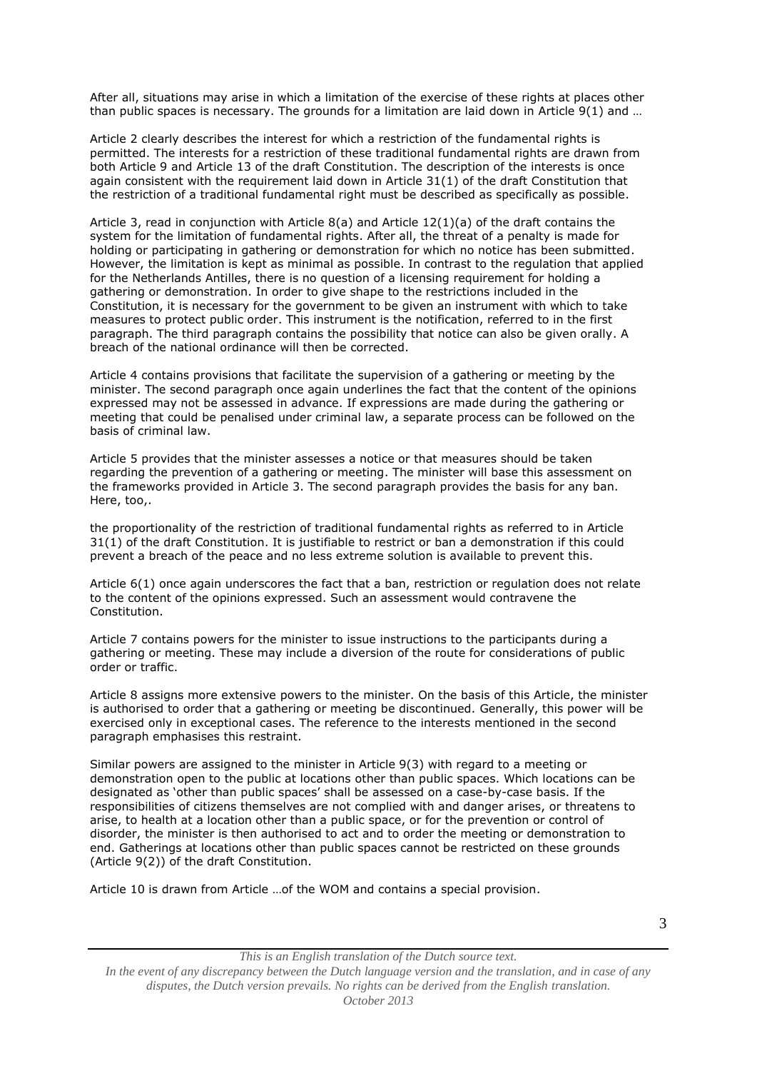After all, situations may arise in which a limitation of the exercise of these rights at places other than public spaces is necessary. The grounds for a limitation are laid down in Article 9(1) and …

Article 2 clearly describes the interest for which a restriction of the fundamental rights is permitted. The interests for a restriction of these traditional fundamental rights are drawn from both Article 9 and Article 13 of the draft Constitution. The description of the interests is once again consistent with the requirement laid down in Article 31(1) of the draft Constitution that the restriction of a traditional fundamental right must be described as specifically as possible.

Article 3, read in conjunction with Article 8(a) and Article 12(1)(a) of the draft contains the system for the limitation of fundamental rights. After all, the threat of a penalty is made for holding or participating in gathering or demonstration for which no notice has been submitted. However, the limitation is kept as minimal as possible. In contrast to the regulation that applied for the Netherlands Antilles, there is no question of a licensing requirement for holding a gathering or demonstration. In order to give shape to the restrictions included in the Constitution, it is necessary for the government to be given an instrument with which to take measures to protect public order. This instrument is the notification, referred to in the first paragraph. The third paragraph contains the possibility that notice can also be given orally. A breach of the national ordinance will then be corrected.

Article 4 contains provisions that facilitate the supervision of a gathering or meeting by the minister. The second paragraph once again underlines the fact that the content of the opinions expressed may not be assessed in advance. If expressions are made during the gathering or meeting that could be penalised under criminal law, a separate process can be followed on the basis of criminal law.

Article 5 provides that the minister assesses a notice or that measures should be taken regarding the prevention of a gathering or meeting. The minister will base this assessment on the frameworks provided in Article 3. The second paragraph provides the basis for any ban. Here, too,.

the proportionality of the restriction of traditional fundamental rights as referred to in Article 31(1) of the draft Constitution. It is justifiable to restrict or ban a demonstration if this could prevent a breach of the peace and no less extreme solution is available to prevent this.

Article 6(1) once again underscores the fact that a ban, restriction or regulation does not relate to the content of the opinions expressed. Such an assessment would contravene the Constitution.

Article 7 contains powers for the minister to issue instructions to the participants during a gathering or meeting. These may include a diversion of the route for considerations of public order or traffic.

Article 8 assigns more extensive powers to the minister. On the basis of this Article, the minister is authorised to order that a gathering or meeting be discontinued. Generally, this power will be exercised only in exceptional cases. The reference to the interests mentioned in the second paragraph emphasises this restraint.

Similar powers are assigned to the minister in Article 9(3) with regard to a meeting or demonstration open to the public at locations other than public spaces. Which locations can be designated as 'other than public spaces' shall be assessed on a case-by-case basis. If the responsibilities of citizens themselves are not complied with and danger arises, or threatens to arise, to health at a location other than a public space, or for the prevention or control of disorder, the minister is then authorised to act and to order the meeting or demonstration to end. Gatherings at locations other than public spaces cannot be restricted on these grounds (Article 9(2)) of the draft Constitution.

Article 10 is drawn from Article …of the WOM and contains a special provision.

*This is an English translation of the Dutch source text.*
*In the event of any discrepancy between the Dutch language version and the translation, and in case of any disputes, the Dutch version prevails. No rights can be derived from the English translation.*
*October 2013*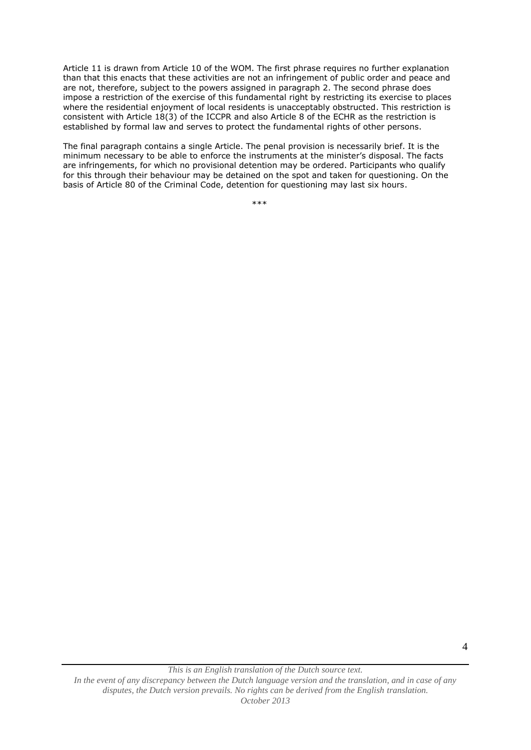Article 11 is drawn from Article 10 of the WOM. The first phrase requires no further explanation than that this enacts that these activities are not an infringement of public order and peace and are not, therefore, subject to the powers assigned in paragraph 2. The second phrase does impose a restriction of the exercise of this fundamental right by restricting its exercise to places where the residential enjoyment of local residents is unacceptably obstructed. This restriction is consistent with Article 18(3) of the ICCPR and also Article 8 of the ECHR as the restriction is established by formal law and serves to protect the fundamental rights of other persons.

The final paragraph contains a single Article. The penal provision is necessarily brief. It is the minimum necessary to be able to enforce the instruments at the minister's disposal. The facts are infringements, for which no provisional detention may be ordered. Participants who qualify for this through their behaviour may be detained on the spot and taken for questioning. On the basis of Article 80 of the Criminal Code, detention for questioning may last six hours.

***

*This is an English translation of the Dutch source text.*
*In the event of any discrepancy between the Dutch language version and the translation, and in case of any disputes, the Dutch version prevails. No rights can be derived from the English translation.*
*October 2013*